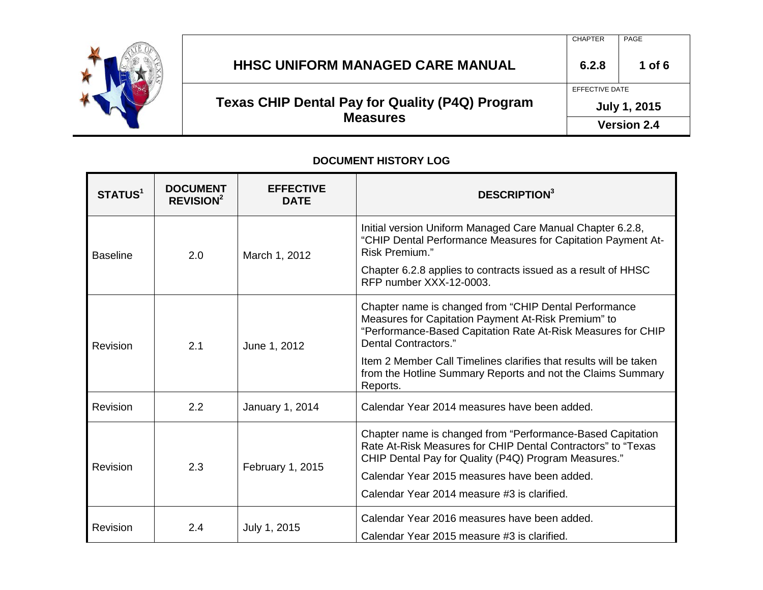# HHSC UNIFORM MANAGED CARE MANUAL

| CHAPTER | PAGE |
|---|---|
| 6.2.8 | 1 of 6 |

## Texas CHIP Dental Pay for Quality (P4Q) Program Measures

EFFECTIVE DATE: July 1, 2015

Version 2.4

### DOCUMENT HISTORY LOG

| STATUS[1] | DOCUMENT REVISION[2] | EFFECTIVE DATE | DESCRIPTION[3] |
|---|---|---|---|
| Baseline | 2.0 | March 1, 2012 | Initial version Uniform Managed Care Manual Chapter 6.2.8, “CHIP Dental Performance Measures for Capitation Payment At-Risk Premium.” Chapter 6.2.8 applies to contracts issued as a result of HHSC RFP number XXX-12-0003. |
| Revision | 2.1 | June 1, 2012 | Chapter name is changed from “CHIP Dental Performance Measures for Capitation Payment At-Risk Premium” to “Performance-Based Capitation Rate At-Risk Measures for CHIP Dental Contractors.” Item 2 Member Call Timelines clarifies that results will be taken from the Hotline Summary Reports and not the Claims Summary Reports. |
| Revision | 2.2 | January 1, 2014 | Calendar Year 2014 measures have been added. |
| Revision | 2.3 | February 1, 2015 | Chapter name is changed from “Performance-Based Capitation Rate At-Risk Measures for CHIP Dental Contractors” to “Texas CHIP Dental Pay for Quality (P4Q) Program Measures.” Calendar Year 2015 measures have been added. Calendar Year 2014 measure #3 is clarified. |
| Revision | 2.4 | July 1, 2015 | Calendar Year 2016 measures have been added. Calendar Year 2015 measure #3 is clarified. |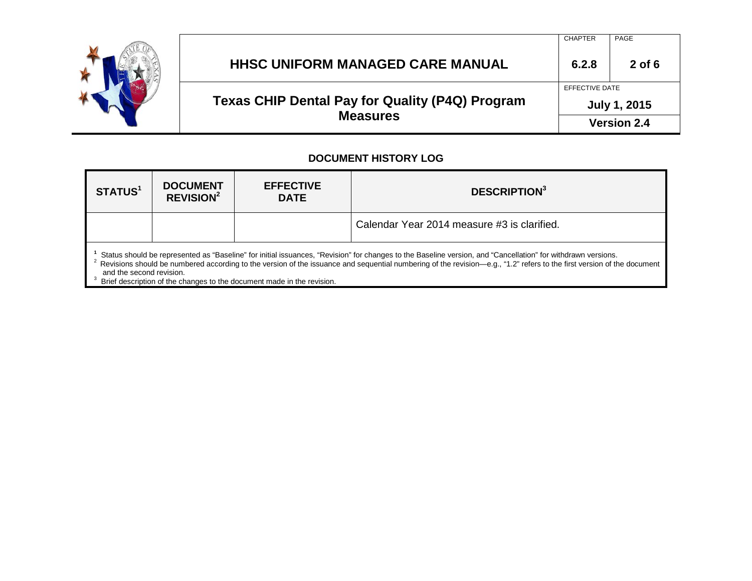## DOCUMENT HISTORY LOG

| STATUS[1] | DOCUMENT REVISION[2] | EFFECTIVE DATE | DESCRIPTION[3] |
|---|---|---|---|
| | | | Calendar Year 2014 measure #3 is clarified. |

[1] Status should be represented as “Baseline” for initial issuances, “Revision” for changes to the Baseline version, and “Cancellation” for withdrawn versions.
[2] Revisions should be numbered according to the version of the issuance and sequential numbering of the revision—e.g., “1.2” refers to the first version of the document and the second revision.
[3] Brief description of the changes to the document made in the revision.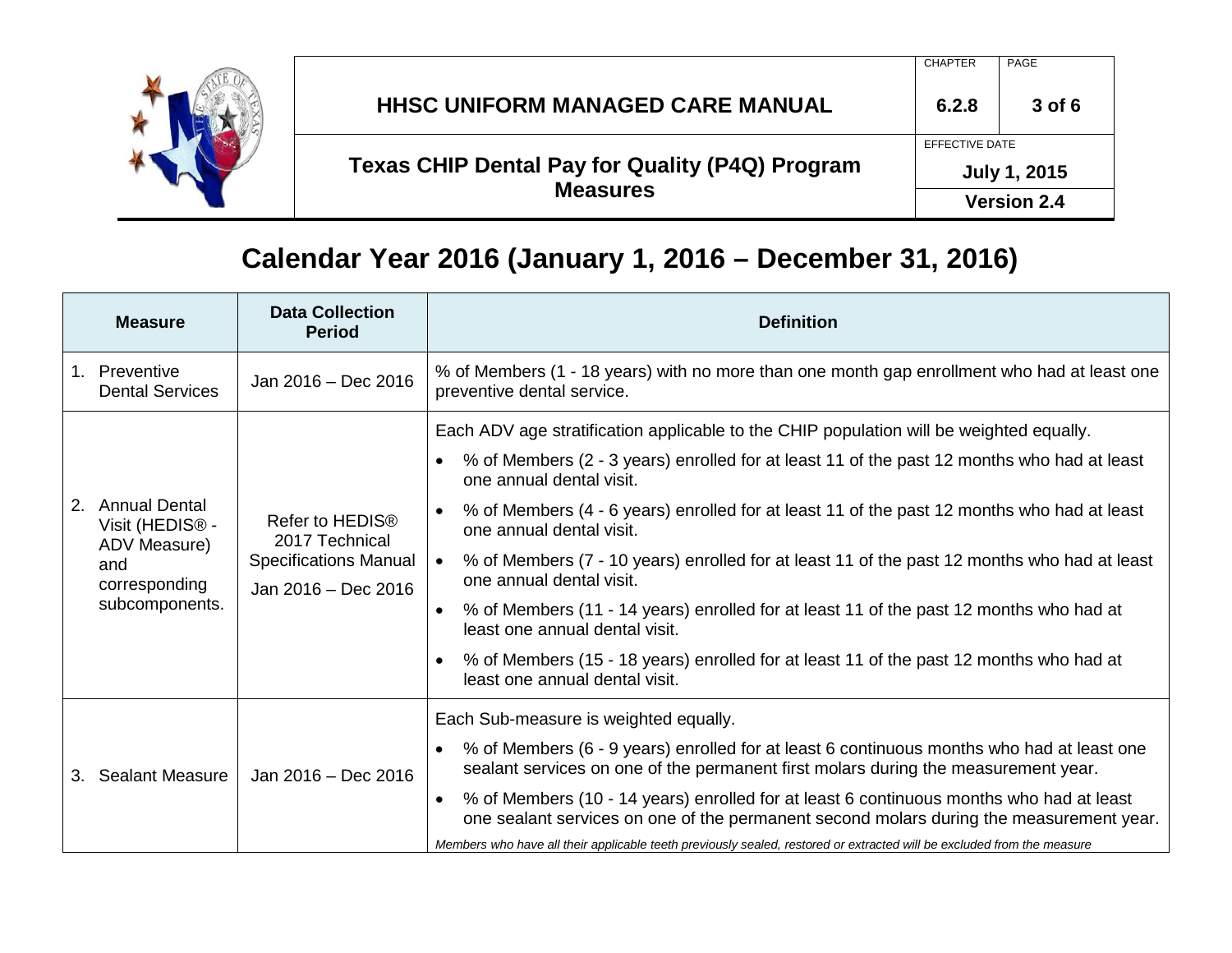# Calendar Year 2016 (January 1, 2016 – December 31, 2016)

| Measure | Data Collection Period | Definition |
|---|---|---|
| 1. Preventive Dental Services | Jan 2016 – Dec 2016 | % of Members (1 - 18 years) with no more than one month gap enrollment who had at least one preventive dental service. |
| 2. Annual Dental Visit (HEDIS® - ADV Measure) and corresponding subcomponents. | Refer to HEDIS® 2017 Technical Specifications Manual<br>Jan 2016 – Dec 2016 | Each ADV age stratification applicable to the CHIP population will be weighted equally.<br>• % of Members (2 - 3 years) enrolled for at least 11 of the past 12 months who had at least one annual dental visit.<br>• % of Members (4 - 6 years) enrolled for at least 11 of the past 12 months who had at least one annual dental visit.<br>• % of Members (7 - 10 years) enrolled for at least 11 of the past 12 months who had at least one annual dental visit.<br>• % of Members (11 - 14 years) enrolled for at least 11 of the past 12 months who had at least one annual dental visit.<br>• % of Members (15 - 18 years) enrolled for at least 11 of the past 12 months who had at least one annual dental visit. |
| 3. Sealant Measure | Jan 2016 – Dec 2016 | Each Sub-measure is weighted equally.<br>• % of Members (6 - 9 years) enrolled for at least 6 continuous months who had at least one sealant services on one of the permanent first molars during the measurement year.<br>• % of Members (10 - 14 years) enrolled for at least 6 continuous months who had at least one sealant services on one of the permanent second molars during the measurement year.<br>*Members who have all their applicable teeth previously sealed, restored or extracted will be excluded from the measure* |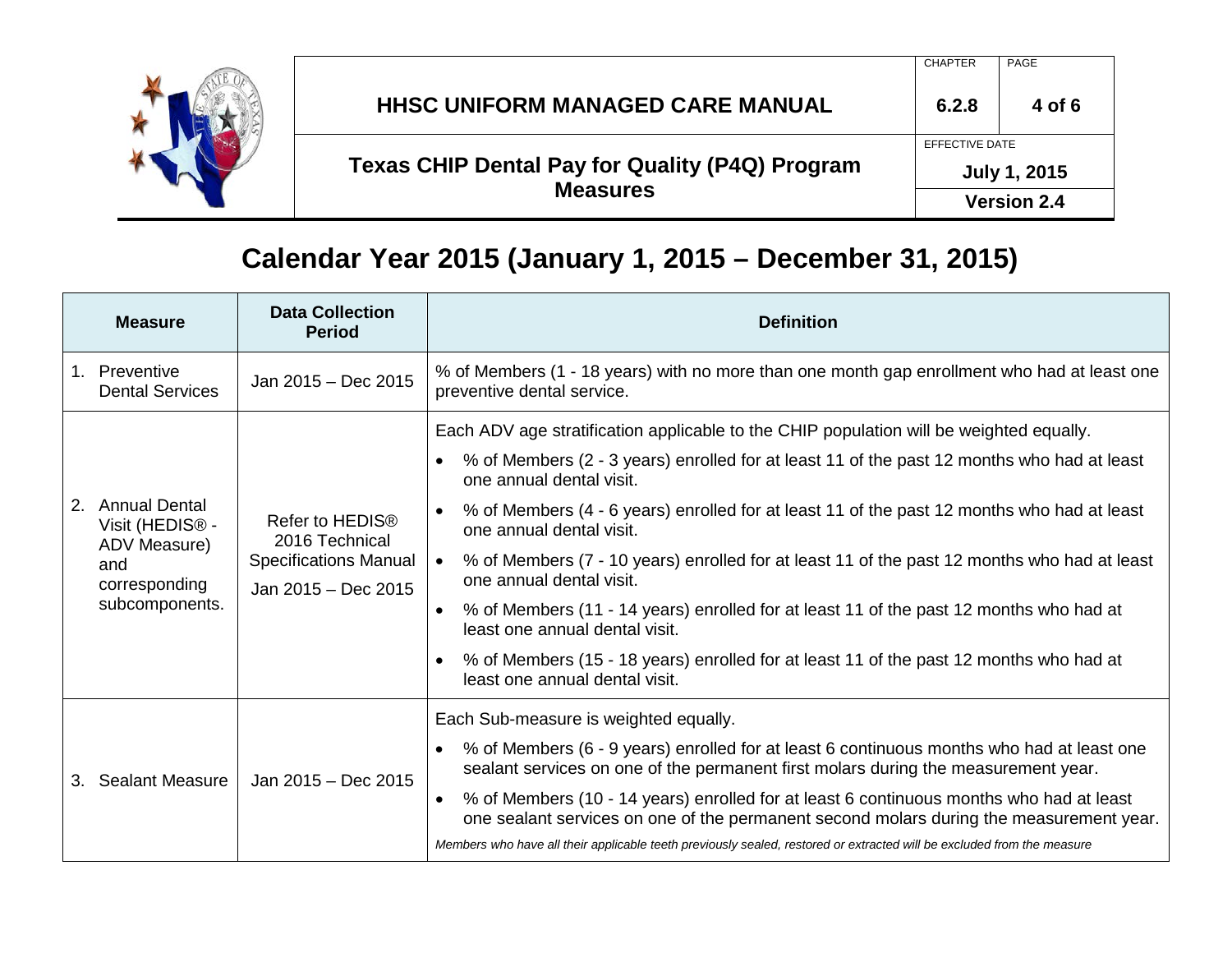# Calendar Year 2015 (January 1, 2015 – December 31, 2015)

| Measure | Data Collection Period | Definition |
|---|---|---|
| 1. Preventive Dental Services | Jan 2015 – Dec 2015 | % of Members (1 - 18 years) with no more than one month gap enrollment who had at least one preventive dental service. |
| 2. Annual Dental Visit (HEDIS® - ADV Measure) and corresponding subcomponents. | Refer to HEDIS® 2016 Technical Specifications Manual<br>Jan 2015 – Dec 2015 | Each ADV age stratification applicable to the CHIP population will be weighted equally.<br>• % of Members (2 - 3 years) enrolled for at least 11 of the past 12 months who had at least one annual dental visit.<br>• % of Members (4 - 6 years) enrolled for at least 11 of the past 12 months who had at least one annual dental visit.<br>• % of Members (7 - 10 years) enrolled for at least 11 of the past 12 months who had at least one annual dental visit.<br>• % of Members (11 - 14 years) enrolled for at least 11 of the past 12 months who had at least one annual dental visit.<br>• % of Members (15 - 18 years) enrolled for at least 11 of the past 12 months who had at least one annual dental visit. |
| 3. Sealant Measure | Jan 2015 – Dec 2015 | Each Sub-measure is weighted equally.<br>• % of Members (6 - 9 years) enrolled for at least 6 continuous months who had at least one sealant services on one of the permanent first molars during the measurement year.<br>• % of Members (10 - 14 years) enrolled for at least 6 continuous months who had at least one sealant services on one of the permanent second molars during the measurement year.<br>*Members who have all their applicable teeth previously sealed, restored or extracted will be excluded from the measure* |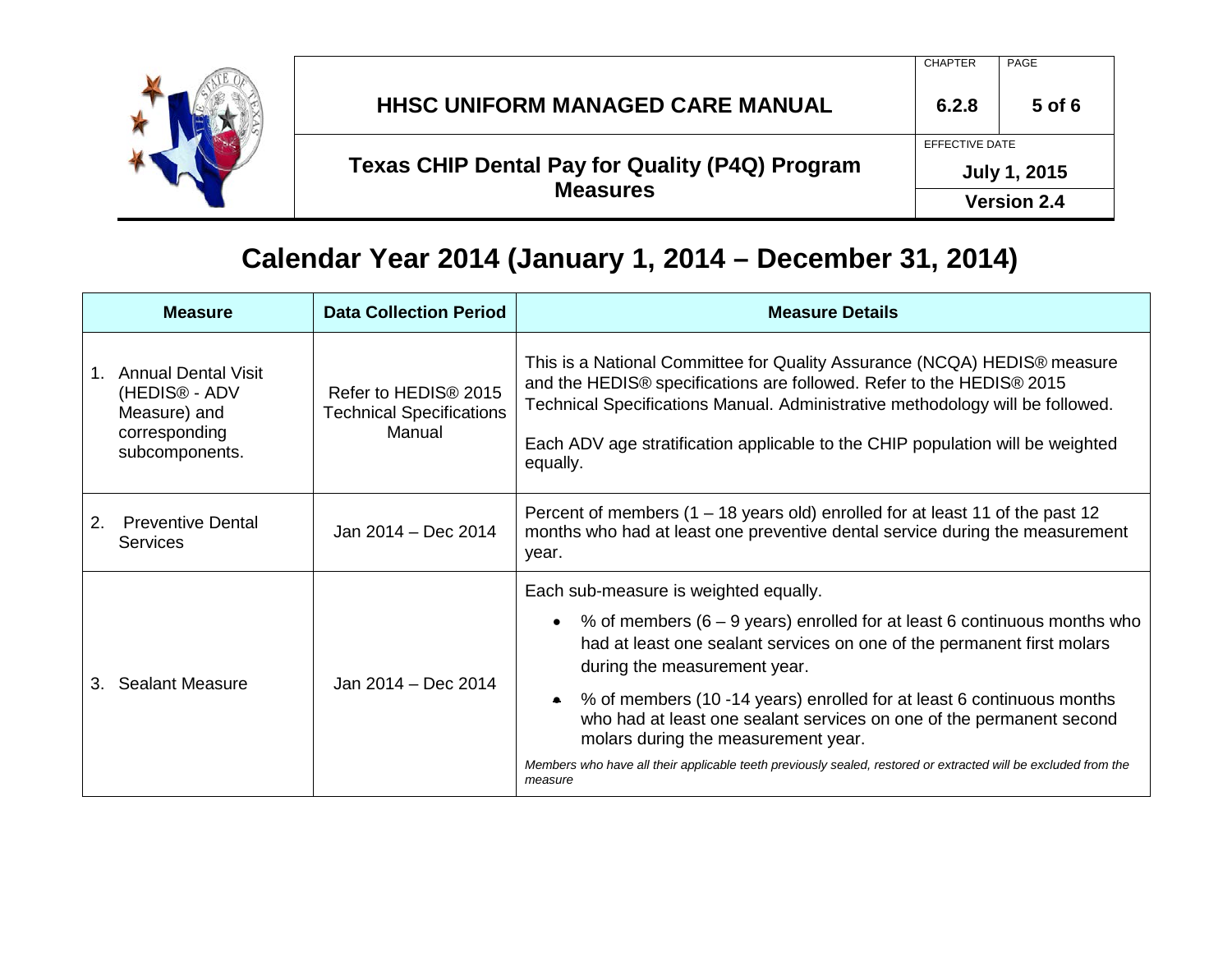# Calendar Year 2014 (January 1, 2014 – December 31, 2014)

| Measure | Data Collection Period | Measure Details |
|---|---|---|
| 1. Annual Dental Visit (HEDIS® - ADV Measure) and corresponding subcomponents. | Refer to HEDIS® 2015 Technical Specifications Manual | This is a National Committee for Quality Assurance (NCQA) HEDIS® measure and the HEDIS® specifications are followed. Refer to the HEDIS® 2015 Technical Specifications Manual. Administrative methodology will be followed.<br><br>Each ADV age stratification applicable to the CHIP population will be weighted equally. |
| 2. Preventive Dental Services | Jan 2014 – Dec 2014 | Percent of members (1 – 18 years old) enrolled for at least 11 of the past 12 months who had at least one preventive dental service during the measurement year. |
| 3. Sealant Measure | Jan 2014 – Dec 2014 | Each sub-measure is weighted equally.<br>• % of members (6 – 9 years) enrolled for at least 6 continuous months who had at least one sealant services on one of the permanent first molars during the measurement year.<br>• % of members (10 -14 years) enrolled for at least 6 continuous months who had at least one sealant services on one of the permanent second molars during the measurement year.<br>*Members who have all their applicable teeth previously sealed, restored or extracted will be excluded from the measure* |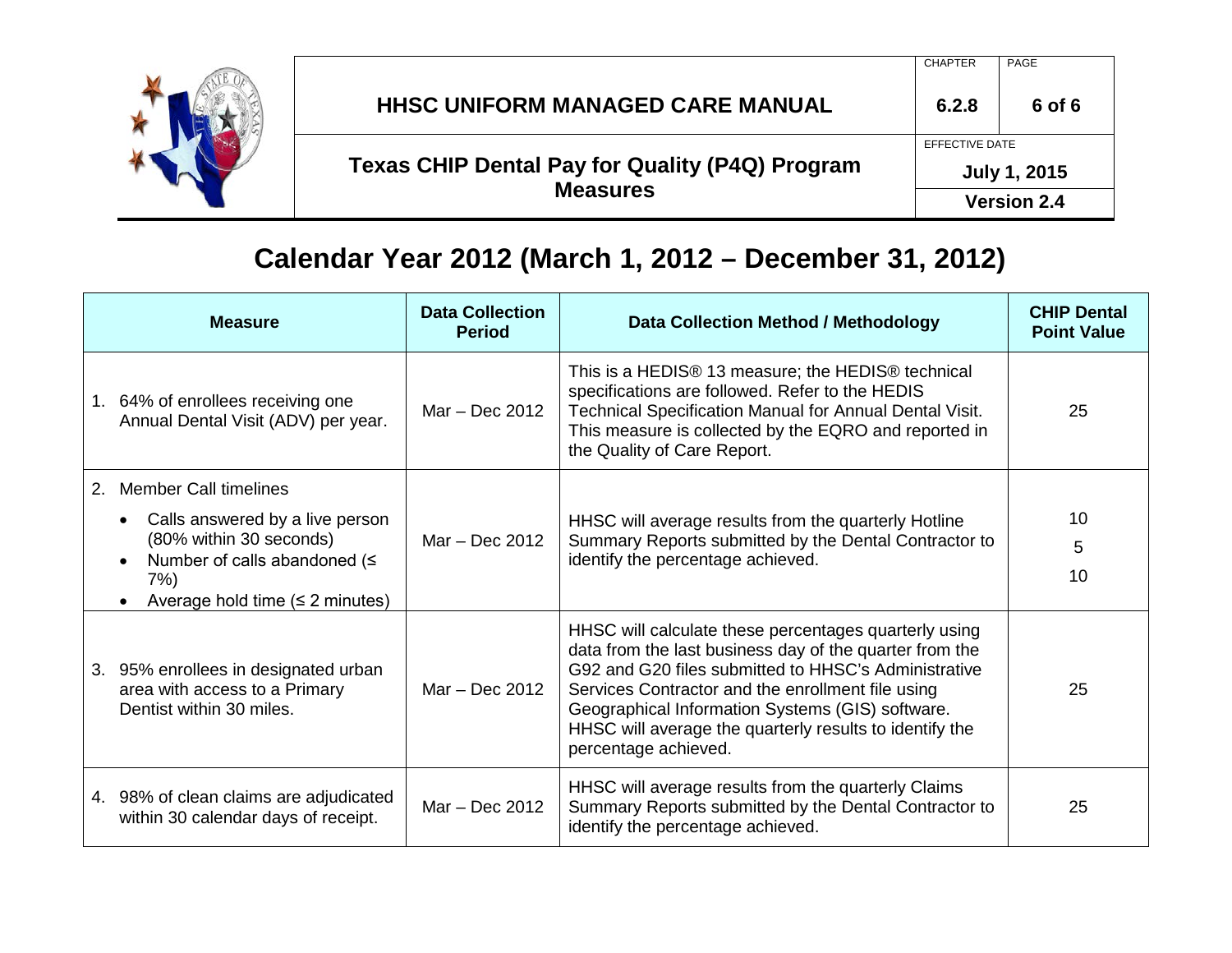# Calendar Year 2012 (March 1, 2012 – December 31, 2012)

| Measure | Data Collection Period | Data Collection Method / Methodology | CHIP Dental Point Value |
|---|---|---|---|
| 1. 64% of enrollees receiving one Annual Dental Visit (ADV) per year. | Mar – Dec 2012 | This is a HEDIS® 13 measure; the HEDIS® technical specifications are followed. Refer to the HEDIS Technical Specification Manual for Annual Dental Visit. This measure is collected by the EQRO and reported in the Quality of Care Report. | 25 |
| 2. Member Call timelines<br>• Calls answered by a live person (80% within 30 seconds)<br>• Number of calls abandoned (≤ 7%)<br>• Average hold time (≤ 2 minutes) | Mar – Dec 2012 | HHSC will average results from the quarterly Hotline Summary Reports submitted by the Dental Contractor to identify the percentage achieved. | 10<br>5<br>10 |
| 3. 95% enrollees in designated urban area with access to a Primary Dentist within 30 miles. | Mar – Dec 2012 | HHSC will calculate these percentages quarterly using data from the last business day of the quarter from the G92 and G20 files submitted to HHSC's Administrative Services Contractor and the enrollment file using Geographical Information Systems (GIS) software. HHSC will average the quarterly results to identify the percentage achieved. | 25 |
| 4. 98% of clean claims are adjudicated within 30 calendar days of receipt. | Mar – Dec 2012 | HHSC will average results from the quarterly Claims Summary Reports submitted by the Dental Contractor to identify the percentage achieved. | 25 |